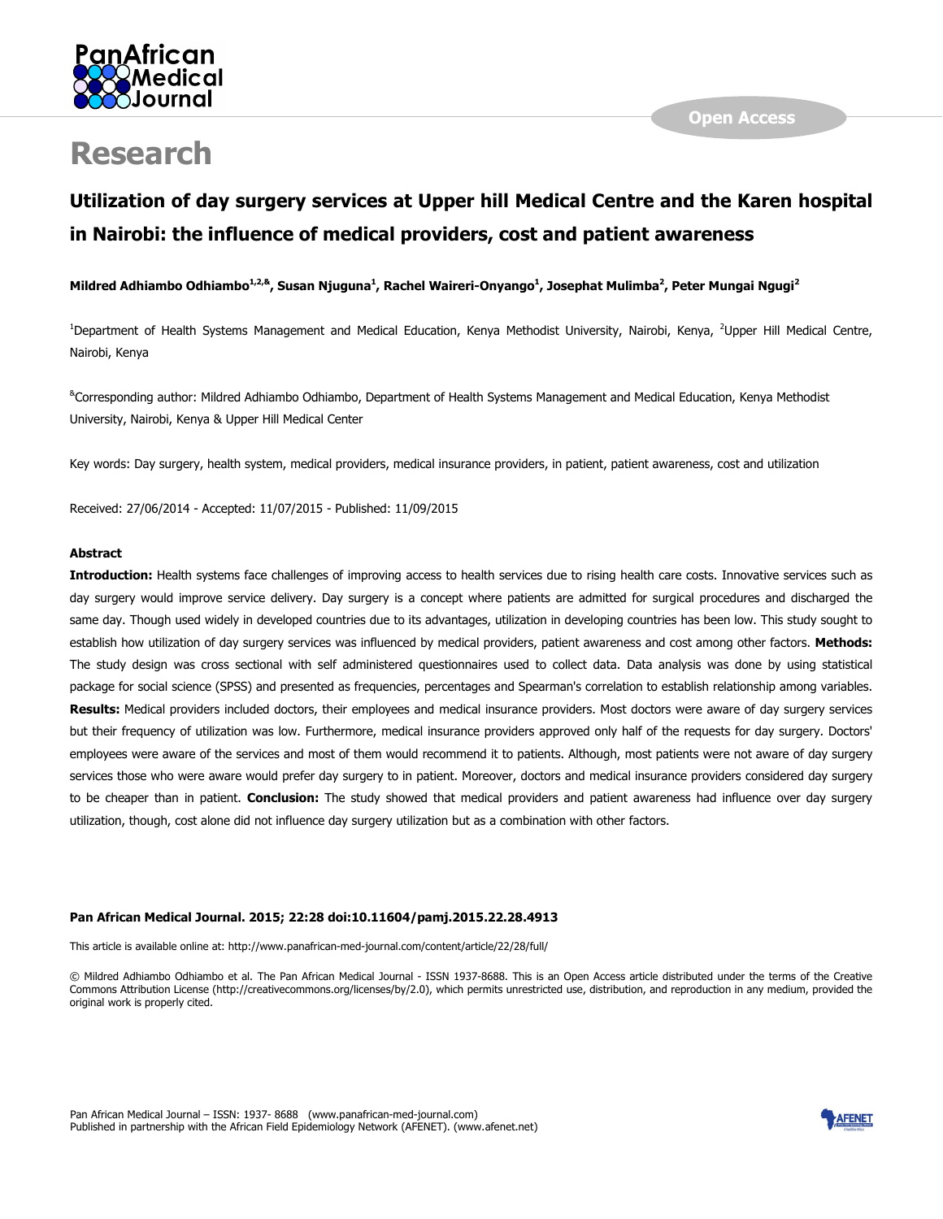# Research

## Utilization of day surgery services at Upper hill Medical Centre and the Karen hospital in Nairobi: the influence of medical providers, cost and patient awareness

**Mildred Adhiambo Odhiambo[1,2,&], Susan Njuguna[1], Rachel Waireri-Onyango[1], Josephat Mulimba[2], Peter Mungai Ngugi[2]**

[1]Department of Health Systems Management and Medical Education, Kenya Methodist University, Nairobi, Kenya, [2]Upper Hill Medical Centre, Nairobi, Kenya

[&]Corresponding author: Mildred Adhiambo Odhiambo, Department of Health Systems Management and Medical Education, Kenya Methodist University, Nairobi, Kenya & Upper Hill Medical Center

Key words: Day surgery, health system, medical providers, medical insurance providers, in patient, patient awareness, cost and utilization

Received: 27/06/2014 - Accepted: 11/07/2015 - Published: 11/09/2015

### Abstract

**Introduction:** Health systems face challenges of improving access to health services due to rising health care costs. Innovative services such as day surgery would improve service delivery. Day surgery is a concept where patients are admitted for surgical procedures and discharged the same day. Though used widely in developed countries due to its advantages, utilization in developing countries has been low. This study sought to establish how utilization of day surgery services was influenced by medical providers, patient awareness and cost among other factors. **Methods:** The study design was cross sectional with self administered questionnaires used to collect data. Data analysis was done by using statistical package for social science (SPSS) and presented as frequencies, percentages and Spearman's correlation to establish relationship among variables. **Results:** Medical providers included doctors, their employees and medical insurance providers. Most doctors were aware of day surgery services but their frequency of utilization was low. Furthermore, medical insurance providers approved only half of the requests for day surgery. Doctors' employees were aware of the services and most of them would recommend it to patients. Although, most patients were not aware of day surgery services those who were aware would prefer day surgery to in patient. Moreover, doctors and medical insurance providers considered day surgery to be cheaper than in patient. **Conclusion:** The study showed that medical providers and patient awareness had influence over day surgery utilization, though, cost alone did not influence day surgery utilization but as a combination with other factors.

**Pan African Medical Journal. 2015; 22:28 doi:10.11604/pamj.2015.22.28.4913**

This article is available online at: http://www.panafrican-med-journal.com/content/article/22/28/full/

© Mildred Adhiambo Odhiambo et al. The Pan African Medical Journal - ISSN 1937-8688. This is an Open Access article distributed under the terms of the Creative Commons Attribution License (http://creativecommons.org/licenses/by/2.0), which permits unrestricted use, distribution, and reproduction in any medium, provided the original work is properly cited.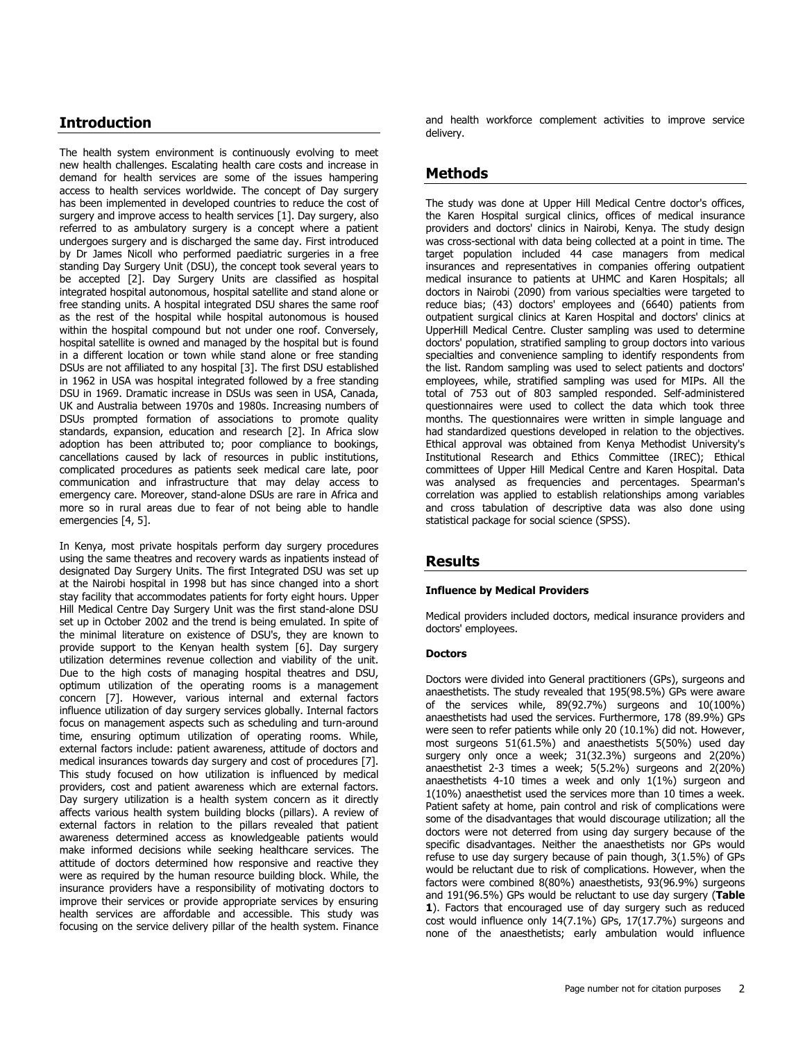## Introduction

The health system environment is continuously evolving to meet new health challenges. Escalating health care costs and increase in demand for health services are some of the issues hampering access to health services worldwide. The concept of Day surgery has been implemented in developed countries to reduce the cost of surgery and improve access to health services [1]. Day surgery, also referred to as ambulatory surgery is a concept where a patient undergoes surgery and is discharged the same day. First introduced by Dr James Nicoll who performed paediatric surgeries in a free standing Day Surgery Unit (DSU), the concept took several years to be accepted [2]. Day Surgery Units are classified as hospital integrated hospital autonomous, hospital satellite and stand alone or free standing units. A hospital integrated DSU shares the same roof as the rest of the hospital while hospital autonomous is housed within the hospital compound but not under one roof. Conversely, hospital satellite is owned and managed by the hospital but is found in a different location or town while stand alone or free standing DSUs are not affiliated to any hospital [3]. The first DSU established in 1962 in USA was hospital integrated followed by a free standing DSU in 1969. Dramatic increase in DSUs was seen in USA, Canada, UK and Australia between 1970s and 1980s. Increasing numbers of DSUs prompted formation of associations to promote quality standards, expansion, education and research [2]. In Africa slow adoption has been attributed to; poor compliance to bookings, cancellations caused by lack of resources in public institutions, complicated procedures as patients seek medical care late, poor communication and infrastructure that may delay access to emergency care. Moreover, stand-alone DSUs are rare in Africa and more so in rural areas due to fear of not being able to handle emergencies [4, 5].

In Kenya, most private hospitals perform day surgery procedures using the same theatres and recovery wards as inpatients instead of designated Day Surgery Units. The first Integrated DSU was set up at the Nairobi hospital in 1998 but has since changed into a short stay facility that accommodates patients for forty eight hours. Upper Hill Medical Centre Day Surgery Unit was the first stand-alone DSU set up in October 2002 and the trend is being emulated. In spite of the minimal literature on existence of DSU's, they are known to provide support to the Kenyan health system [6]. Day surgery utilization determines revenue collection and viability of the unit. Due to the high costs of managing hospital theatres and DSU, optimum utilization of the operating rooms is a management concern [7]. However, various internal and external factors influence utilization of day surgery services globally. Internal factors focus on management aspects such as scheduling and turn-around time, ensuring optimum utilization of operating rooms. While, external factors include: patient awareness, attitude of doctors and medical insurances towards day surgery and cost of procedures [7]. This study focused on how utilization is influenced by medical providers, cost and patient awareness which are external factors. Day surgery utilization is a health system concern as it directly affects various health system building blocks (pillars). A review of external factors in relation to the pillars revealed that patient awareness determined access as knowledgeable patients would make informed decisions while seeking healthcare services. The attitude of doctors determined how responsive and reactive they were as required by the human resource building block. While, the insurance providers have a responsibility of motivating doctors to improve their services or provide appropriate services by ensuring health services are affordable and accessible. This study was focusing on the service delivery pillar of the health system. Finance and health workforce complement activities to improve service delivery.

## Methods

The study was done at Upper Hill Medical Centre doctor's offices, the Karen Hospital surgical clinics, offices of medical insurance providers and doctors' clinics in Nairobi, Kenya. The study design was cross-sectional with data being collected at a point in time. The target population included 44 case managers from medical insurances and representatives in companies offering outpatient medical insurance to patients at UHMC and Karen Hospitals; all doctors in Nairobi (2090) from various specialties were targeted to reduce bias; (43) doctors' employees and (6640) patients from outpatient surgical clinics at Karen Hospital and doctors' clinics at UpperHill Medical Centre. Cluster sampling was used to determine doctors' population, stratified sampling to group doctors into various specialties and convenience sampling to identify respondents from the list. Random sampling was used to select patients and doctors' employees, while, stratified sampling was used for MIPs. All the total of 753 out of 803 sampled responded. Self-administered questionnaires were used to collect the data which took three months. The questionnaires were written in simple language and had standardized questions developed in relation to the objectives. Ethical approval was obtained from Kenya Methodist University's Institutional Research and Ethics Committee (IREC); Ethical committees of Upper Hill Medical Centre and Karen Hospital. Data was analysed as frequencies and percentages. Spearman's correlation was applied to establish relationships among variables and cross tabulation of descriptive data was also done using statistical package for social science (SPSS).

## Results

#### Influence by Medical Providers

Medical providers included doctors, medical insurance providers and doctors' employees.

#### Doctors

Doctors were divided into General practitioners (GPs), surgeons and anaesthetists. The study revealed that 195(98.5%) GPs were aware of the services while, 89(92.7%) surgeons and 10(100%) anaesthetists had used the services. Furthermore, 178 (89.9%) GPs were seen to refer patients while only 20 (10.1%) did not. However, most surgeons 51(61.5%) and anaesthetists 5(50%) used day surgery only once a week; 31(32.3%) surgeons and 2(20%) anaesthetist 2-3 times a week; 5(5.2%) surgeons and 2(20%) anaesthetists 4-10 times a week and only 1(1%) surgeon and 1(10%) anaesthetist used the services more than 10 times a week. Patient safety at home, pain control and risk of complications were some of the disadvantages that would discourage utilization; all the doctors were not deterred from using day surgery because of the specific disadvantages. Neither the anaesthetists nor GPs would refuse to use day surgery because of pain though, 3(1.5%) of GPs would be reluctant due to risk of complications. However, when the factors were combined 8(80%) anaesthetists, 93(96.9%) surgeons and 191(96.5%) GPs would be reluctant to use day surgery (**Table 1**). Factors that encouraged use of day surgery such as reduced cost would influence only 14(7.1%) GPs, 17(17.7%) surgeons and none of the anaesthetists; early ambulation would influence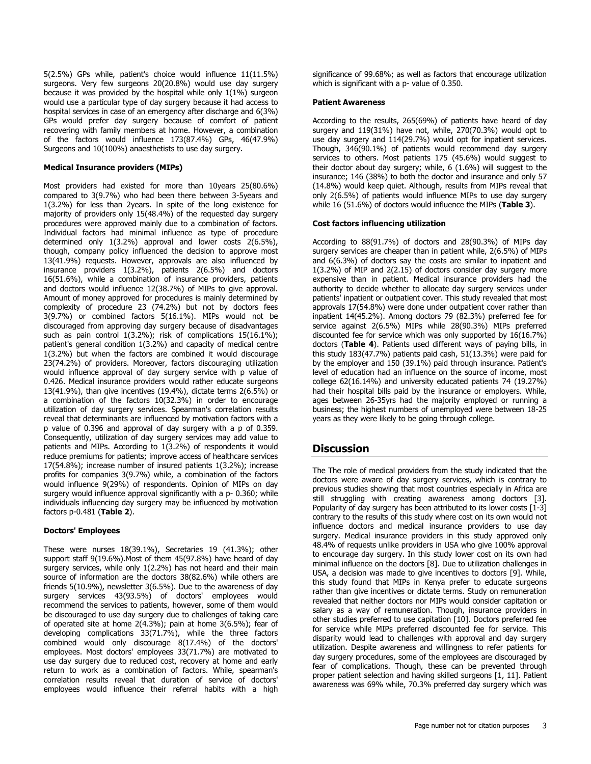5(2.5%) GPs while, patient's choice would influence 11(11.5%) surgeons. Very few surgeons 20(20.8%) would use day surgery because it was provided by the hospital while only 1(1%) surgeon would use a particular type of day surgery because it had access to hospital services in case of an emergency after discharge and 6(3%) GPs would prefer day surgery because of comfort of patient recovering with family members at home. However, a combination of the factors would influence 173(87.4%) GPs, 46(47.9%) Surgeons and 10(100%) anaesthetists to use day surgery.

**Medical Insurance providers (MIPs)**

Most providers had existed for more than 10years 25(80.6%) compared to 3(9.7%) who had been there between 3-5years and 1(3.2%) for less than 2years. In spite of the long existence for majority of providers only 15(48.4%) of the requested day surgery procedures were approved mainly due to a combination of factors. Individual factors had minimal influence as type of procedure determined only 1(3.2%) approval and lower costs 2(6.5%), though, company policy influenced the decision to approve most 13(41.9%) requests. However, approvals are also influenced by insurance providers 1(3.2%), patients 2(6.5%) and doctors 16(51.6%), while a combination of insurance providers, patients and doctors would influence 12(38.7%) of MIPs to give approval. Amount of money approved for procedures is mainly determined by complexity of procedure 23 (74.2%) but not by doctors fees 3(9.7%) or combined factors 5(16.1%). MIPs would not be discouraged from approving day surgery because of disadvantages such as pain control 1(3.2%); risk of complications 15(16.1%); patient's general condition 1(3.2%) and capacity of medical centre 1(3.2%) but when the factors are combined it would discourage 23(74.2%) of providers. Moreover, factors discouraging utilization would influence approval of day surgery service with p value of 0.426. Medical insurance providers would rather educate surgeons 13(41.9%), than give incentives (19.4%), dictate terms 2(6.5%) or a combination of the factors 10(32.3%) in order to encourage utilization of day surgery services. Spearman's correlation results reveal that determinants are influenced by motivation factors with a p value of 0.396 and approval of day surgery with a p of 0.359. Consequently, utilization of day surgery services may add value to patients and MIPs. According to 1(3.2%) of respondents it would reduce premiums for patients; improve access of healthcare services 17(54.8%); increase number of insured patients 1(3.2%); increase profits for companies 3(9.7%) while, a combination of the factors would influence 9(29%) of respondents. Opinion of MIPs on day surgery would influence approval significantly with a p- 0.360; while individuals influencing day surgery may be influenced by motivation factors p-0.481 (**Table 2**).

**Doctors' Employees**

These were nurses 18(39.1%), Secretaries 19 (41.3%); other support staff 9(19.6%).Most of them 45(97.8%) have heard of day surgery services, while only 1(2.2%) has not heard and their main source of information are the doctors 38(82.6%) while others are friends 5(10.9%), newsletter 3(6.5%). Due to the awareness of day surgery services 43(93.5%) of doctors' employees would recommend the services to patients, however, some of them would be discouraged to use day surgery due to challenges of taking care of operated site at home 2(4.3%); pain at home 3(6.5%); fear of developing complications 33(71.7%), while the three factors combined would only discourage 8(17.4%) of the doctors' employees. Most doctors' employees 33(71.7%) are motivated to use day surgery due to reduced cost, recovery at home and early return to work as a combination of factors. While, spearman's correlation results reveal that duration of service of doctors' employees would influence their referral habits with a high significance of 99.68%; as well as factors that encourage utilization which is significant with a p- value of 0.350.

**Patient Awareness**

According to the results, 265(69%) of patients have heard of day surgery and 119(31%) have not, while, 270(70.3%) would opt to use day surgery and 114(29.7%) would opt for inpatient services. Though, 346(90.1%) of patients would recommend day surgery services to others. Most patients 175 (45.6%) would suggest to their doctor about day surgery; while, 6 (1.6%) will suggest to the insurance; 146 (38%) to both the doctor and insurance and only 57 (14.8%) would keep quiet. Although, results from MIPs reveal that only 2(6.5%) of patients would influence MIPs to use day surgery while 16 (51.6%) of doctors would influence the MIPs (**Table 3**).

**Cost factors influencing utilization**

According to 88(91.7%) of doctors and 28(90.3%) of MIPs day surgery services are cheaper than in patient while, 2(6.5%) of MIPs and 6(6.3%) of doctors say the costs are similar to inpatient and 1(3.2%) of MIP and 2(2.15) of doctors consider day surgery more expensive than in patient. Medical insurance providers had the authority to decide whether to allocate day surgery services under patients' inpatient or outpatient cover. This study revealed that most approvals 17(54.8%) were done under outpatient cover rather than inpatient 14(45.2%). Among doctors 79 (82.3%) preferred fee for service against 2(6.5%) MIPs while 28(90.3%) MIPs preferred discounted fee for service which was only supported by 16(16.7%) doctors (**Table 4**). Patients used different ways of paying bills, in this study 183(47.7%) patients paid cash, 51(13.3%) were paid for by the employer and 150 (39.1%) paid through insurance. Patient's level of education had an influence on the source of income, most college 62(16.14%) and university educated patients 74 (19.27%) had their hospital bills paid by the insurance or employers. While, ages between 26-35yrs had the majority employed or running a business; the highest numbers of unemployed were between 18-25 years as they were likely to be going through college.

## Discussion

The The role of medical providers from the study indicated that the doctors were aware of day surgery services, which is contrary to previous studies showing that most countries especially in Africa are still struggling with creating awareness among doctors [3]. Popularity of day surgery has been attributed to its lower costs [1-3] contrary to the results of this study where cost on its own would not influence doctors and medical insurance providers to use day surgery. Medical insurance providers in this study approved only 48.4% of requests unlike providers in USA who give 100% approval to encourage day surgery. In this study lower cost on its own had minimal influence on the doctors [8]. Due to utilization challenges in USA, a decision was made to give incentives to doctors [9]. While, this study found that MIPs in Kenya prefer to educate surgeons rather than give incentives or dictate terms. Study on remuneration revealed that neither doctors nor MIPs would consider capitation or salary as a way of remuneration. Though, insurance providers in other studies preferred to use capitation [10]. Doctors preferred fee for service while MIPs preferred discounted fee for service. This disparity would lead to challenges with approval and day surgery utilization. Despite awareness and willingness to refer patients for day surgery procedures, some of the employees are discouraged by fear of complications. Though, these can be prevented through proper patient selection and having skilled surgeons [1, 11]. Patient awareness was 69% while, 70.3% preferred day surgery which was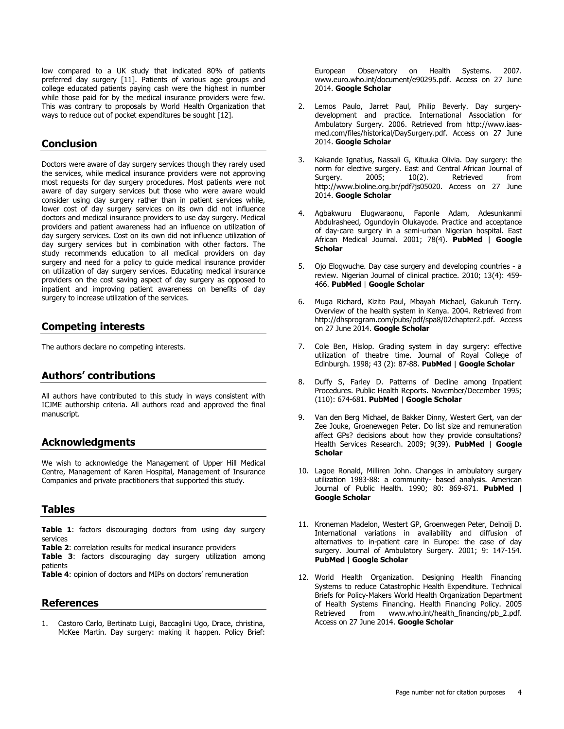low compared to a UK study that indicated 80% of patients preferred day surgery [11]. Patients of various age groups and college educated patients paying cash were the highest in number while those paid for by the medical insurance providers were few. This was contrary to proposals by World Health Organization that ways to reduce out of pocket expenditures be sought [12].

## Conclusion

Doctors were aware of day surgery services though they rarely used the services, while medical insurance providers were not approving most requests for day surgery procedures. Most patients were not aware of day surgery services but those who were aware would consider using day surgery rather than in patient services while, lower cost of day surgery services on its own did not influence doctors and medical insurance providers to use day surgery. Medical providers and patient awareness had an influence on utilization of day surgery services. Cost on its own did not influence utilization of day surgery services but in combination with other factors. The study recommends education to all medical providers on day surgery and need for a policy to guide medical insurance provider on utilization of day surgery services. Educating medical insurance providers on the cost saving aspect of day surgery as opposed to inpatient and improving patient awareness on benefits of day surgery to increase utilization of the services.

## Competing interests

The authors declare no competing interests.

## Authors' contributions

All authors have contributed to this study in ways consistent with ICJME authorship criteria. All authors read and approved the final manuscript.

## Acknowledgments

We wish to acknowledge the Management of Upper Hill Medical Centre, Management of Karen Hospital, Management of Insurance Companies and private practitioners that supported this study.

## Tables

**Table 1**: factors discouraging doctors from using day surgery services

**Table 2**: correlation results for medical insurance providers

**Table 3**: factors discouraging day surgery utilization among patients

**Table 4**: opinion of doctors and MIPs on doctors' remuneration

## References

1. Castoro Carlo, Bertinato Luigi, Baccaglini Ugo, Drace, christina, McKee Martin. Day surgery: making it happen. Policy Brief: European Observatory on Health Systems. 2007. www.euro.who.int/document/e90295.pdf. Access on 27 June 2014. **Google Scholar**

2. Lemos Paulo, Jarret Paul, Philip Beverly. Day surgery-development and practice. International Association for Ambulatory Surgery. 2006. Retrieved from http://www.iaas-med.com/files/historical/DaySurgery.pdf. Access on 27 June 2014. **Google Scholar**

3. Kakande Ignatius, Nassali G, Kituuka Olivia. Day surgery: the norm for elective surgery. East and Central African Journal of Surgery. 2005; 10(2). Retrieved from http://www.bioline.org.br/pdf?js05020. Access on 27 June 2014. **Google Scholar**

4. Agbakwuru Elugwaraonu, Faponle Adam, Adesunkanmi Abdulrasheed, Ogundoyin Olukayode. Practice and acceptance of day-care surgery in a semi-urban Nigerian hospital. East African Medical Journal. 2001; 78(4). **PubMed** | **Google Scholar**

5. Ojo Elogwuche. Day case surgery and developing countries - a review. Nigerian Journal of clinical practice. 2010; 13(4): 459-466. **PubMed** | **Google Scholar**

6. Muga Richard, Kizito Paul, Mbayah Michael, Gakuruh Terry. Overview of the health system in Kenya. 2004. Retrieved from http://dhsprogram.com/pubs/pdf/spa8/02chapter2.pdf. Access on 27 June 2014. **Google Scholar**

7. Cole Ben, Hislop. Grading system in day surgery: effective utilization of theatre time. Journal of Royal College of Edinburgh. 1998; 43 (2): 87-88. **PubMed** | **Google Scholar**

8. Duffy S, Farley D. Patterns of Decline among Inpatient Procedures. Public Health Reports. November/December 1995; (110): 674-681. **PubMed** | **Google Scholar**

9. Van den Berg Michael, de Bakker Dinny, Westert Gert, van der Zee Jouke, Groenewegen Peter. Do list size and remuneration affect GPs? decisions about how they provide consultations? Health Services Research. 2009; 9(39). **PubMed** | **Google Scholar**

10. Lagoe Ronald, Milliren John. Changes in ambulatory surgery utilization 1983-88: a community- based analysis. American Journal of Public Health. 1990; 80: 869-871. **PubMed** | **Google Scholar**

11. Kroneman Madelon, Westert GP, Groenwegen Peter, Delnoij D. International variations in availability and diffusion of alternatives to in-patient care in Europe: the case of day surgery. Journal of Ambulatory Surgery. 2001; 9: 147-154. **PubMed** | **Google Scholar**

12. World Health Organization. Designing Health Financing Systems to reduce Catastrophic Health Expenditure. Technical Briefs for Policy-Makers World Health Organization Department of Health Systems Financing. Health Financing Policy. 2005 Retrieved from www.who.int/health_financing/pb_2.pdf. Access on 27 June 2014. **Google Scholar**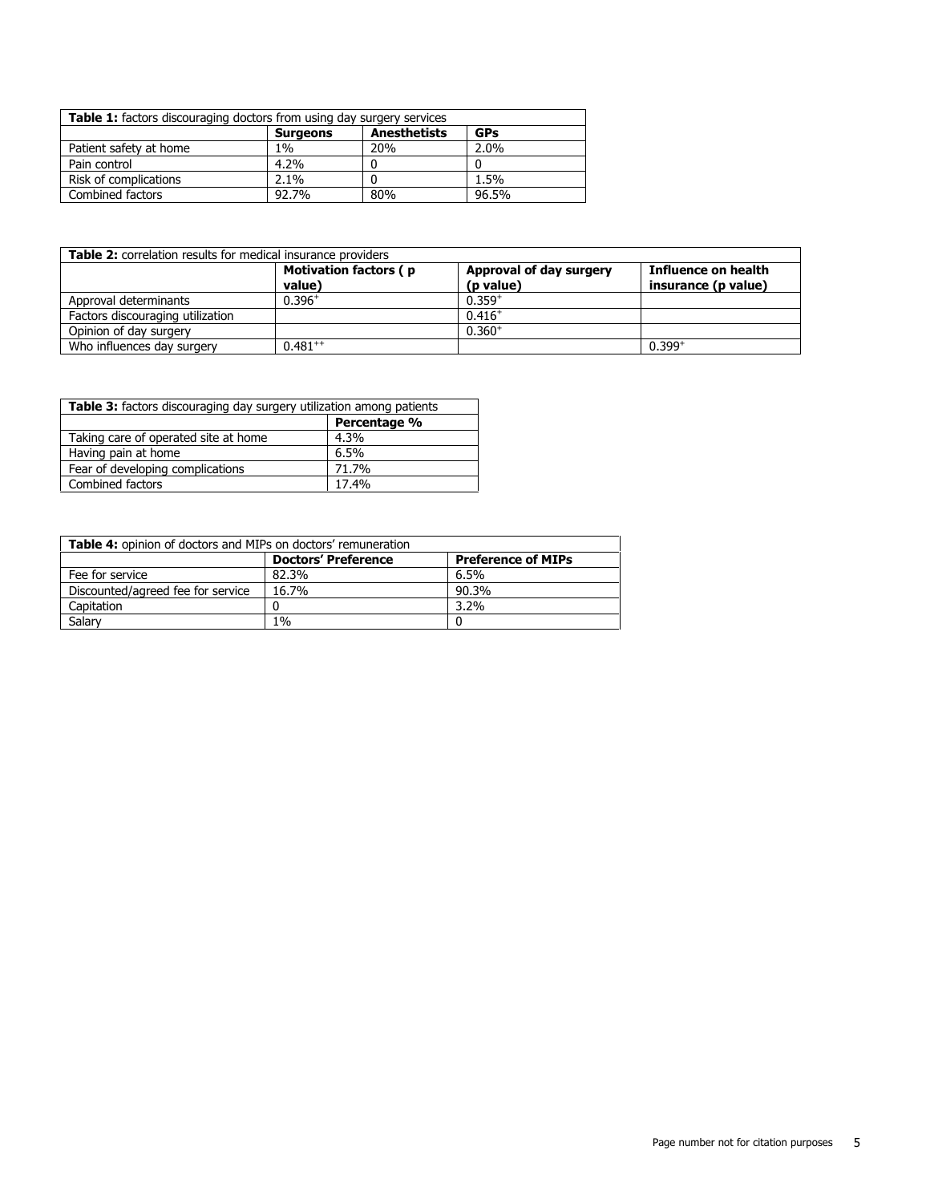**Table 1:** factors discouraging doctors from using day surgery services

| | Surgeons | Anesthetists | GPs |
|---|---|---|---|
| Patient safety at home | 1% | 20% | 2.0% |
| Pain control | 4.2% | 0 | 0 |
| Risk of complications | 2.1% | 0 | 1.5% |
| Combined factors | 92.7% | 80% | 96.5% |

**Table 2:** correlation results for medical insurance providers

| | Motivation factors ( p value) | Approval of day surgery (p value) | Influence on health insurance (p value) |
|---|---|---|---|
| Approval determinants | $0.396^{+}$ | $0.359^{+}$ | |
| Factors discouraging utilization | | $0.416^{+}$ | |
| Opinion of day surgery | | $0.360^{+}$ | |
| Who influences day surgery | $0.481^{++}$ | | $0.399^{+}$ |

**Table 3:** factors discouraging day surgery utilization among patients

| | Percentage % |
|---|---|
| Taking care of operated site at home | 4.3% |
| Having pain at home | 6.5% |
| Fear of developing complications | 71.7% |
| Combined factors | 17.4% |

**Table 4:** opinion of doctors and MIPs on doctors' remuneration

| | Doctors' Preference | Preference of MIPs |
|---|---|---|
| Fee for service | 82.3% | 6.5% |
| Discounted/agreed fee for service | 16.7% | 90.3% |
| Capitation | 0 | 3.2% |
| Salary | 1% | 0 |